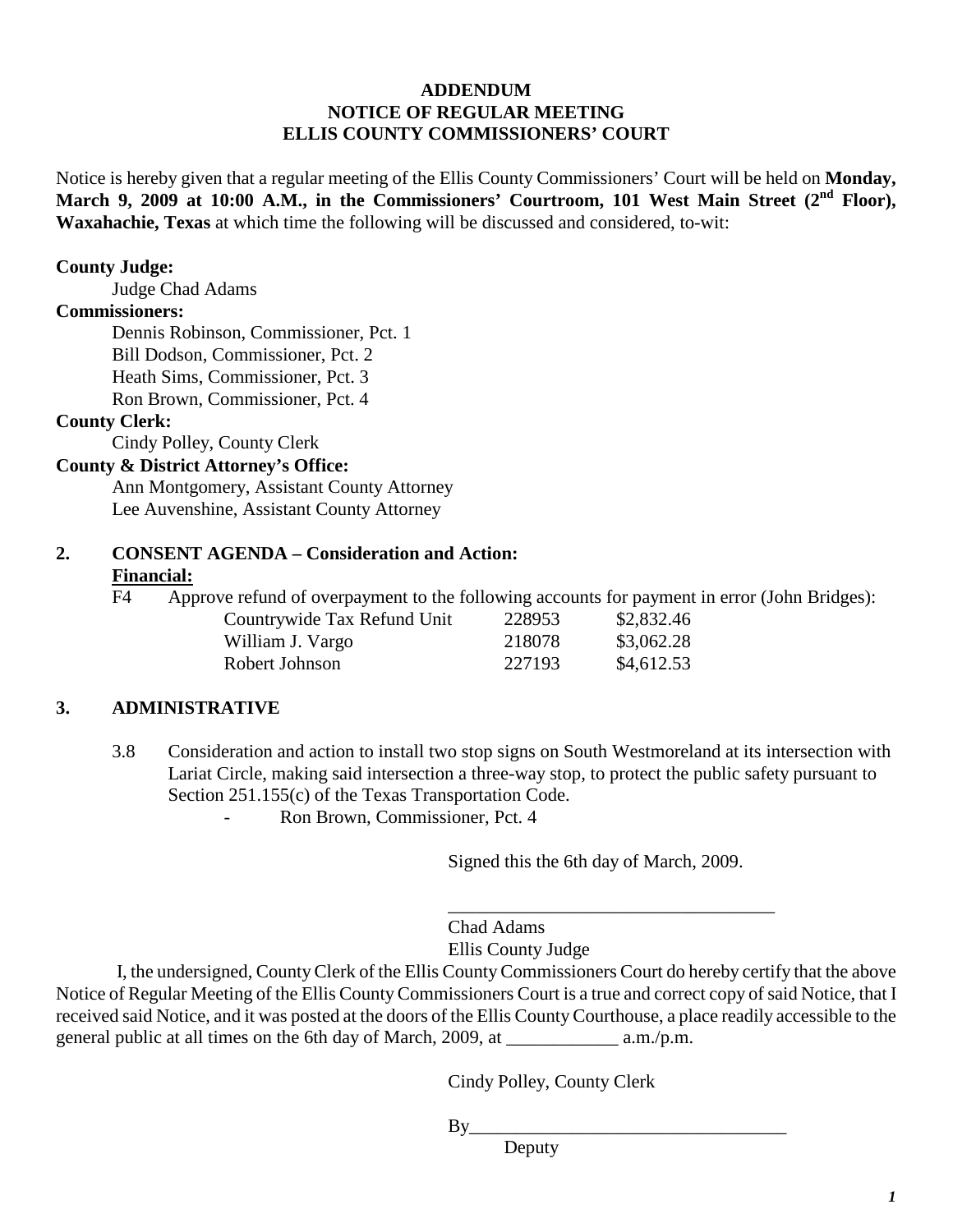**ADDENDUM**
**NOTICE OF REGULAR MEETING**
**ELLIS COUNTY COMMISSIONERS' COURT**

Notice is hereby given that a regular meeting of the Ellis County Commissioners' Court will be held on **Monday, March 9, 2009 at 10:00 A.M., in the Commissioners' Courtroom, 101 West Main Street (2nd Floor), Waxahachie, Texas** at which time the following will be discussed and considered, to-wit:

**County Judge:**
Judge Chad Adams

**Commissioners:**
Dennis Robinson, Commissioner, Pct. 1
Bill Dodson, Commissioner, Pct. 2
Heath Sims, Commissioner, Pct. 3
Ron Brown, Commissioner, Pct. 4

**County Clerk:**
Cindy Polley, County Clerk

**County & District Attorney's Office:**
Ann Montgomery, Assistant County Attorney
Lee Auvenshine, Assistant County Attorney

**2. CONSENT AGENDA – Consideration and Action:**

**Financial:**

F4 Approve refund of overpayment to the following accounts for payment in error (John Bridges):

| | | |
|---|---|---|
| Countrywide Tax Refund Unit | 228953 | $2,832.46 |
| William J. Vargo | 218078 | $3,062.28 |
| Robert Johnson | 227193 | $4,612.53 |

**3. ADMINISTRATIVE**

3.8 Consideration and action to install two stop signs on South Westmoreland at its intersection with Lariat Circle, making said intersection a three-way stop, to protect the public safety pursuant to Section 251.155(c) of the Texas Transportation Code.
- Ron Brown, Commissioner, Pct. 4

Signed this the 6th day of March, 2009.

___________________________________
Chad Adams
Ellis County Judge

I, the undersigned, County Clerk of the Ellis County Commissioners Court do hereby certify that the above Notice of Regular Meeting of the Ellis County Commissioners Court is a true and correct copy of said Notice, that I received said Notice, and it was posted at the doors of the Ellis County Courthouse, a place readily accessible to the general public at all times on the 6th day of March, 2009, at ____________ a.m./p.m.

Cindy Polley, County Clerk

By__________________________________
Deputy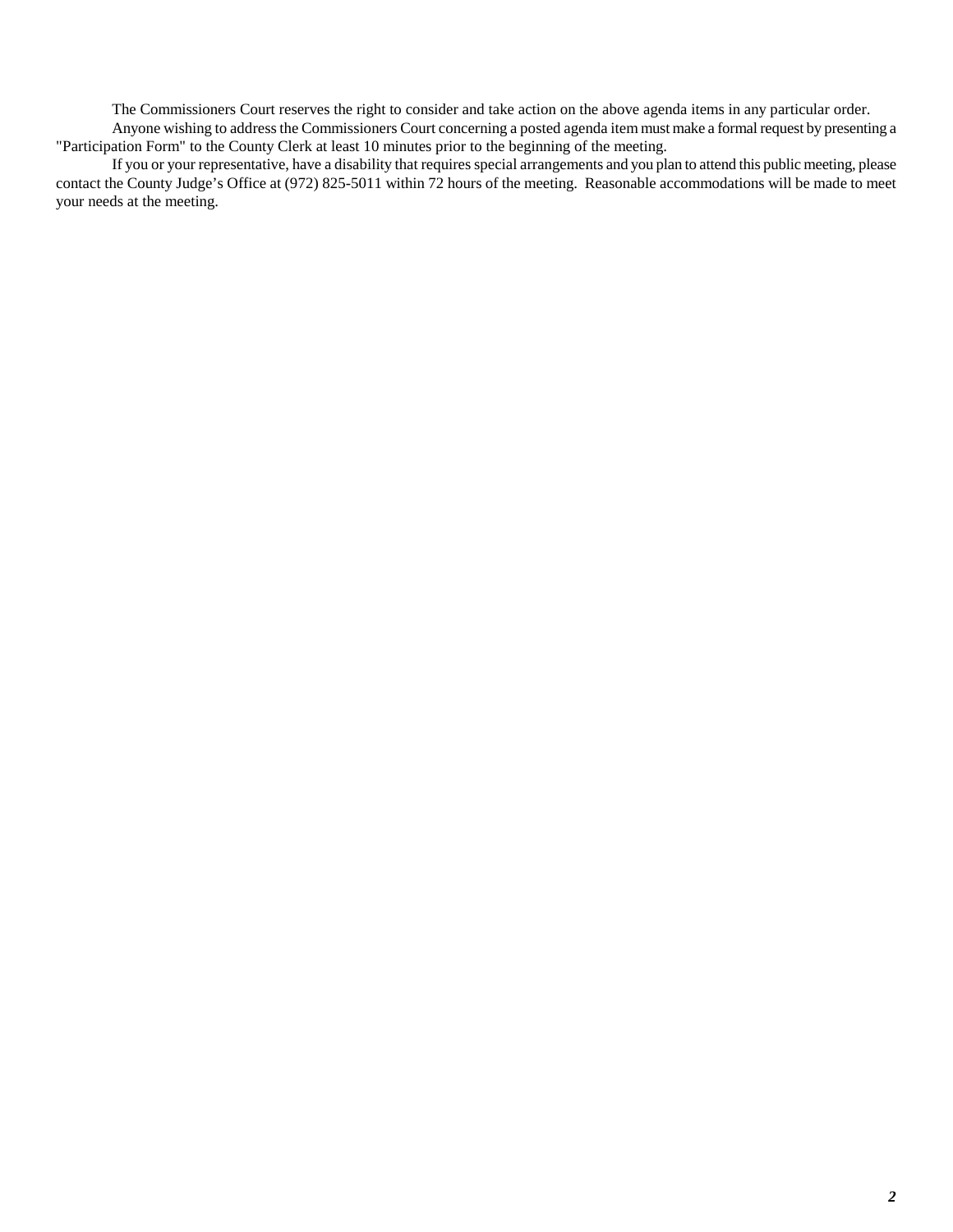The Commissioners Court reserves the right to consider and take action on the above agenda items in any particular order.

Anyone wishing to address the Commissioners Court concerning a posted agenda item must make a formal request by presenting a "Participation Form" to the County Clerk at least 10 minutes prior to the beginning of the meeting.

If you or your representative, have a disability that requires special arrangements and you plan to attend this public meeting, please contact the County Judge's Office at (972) 825-5011 within 72 hours of the meeting. Reasonable accommodations will be made to meet your needs at the meeting.